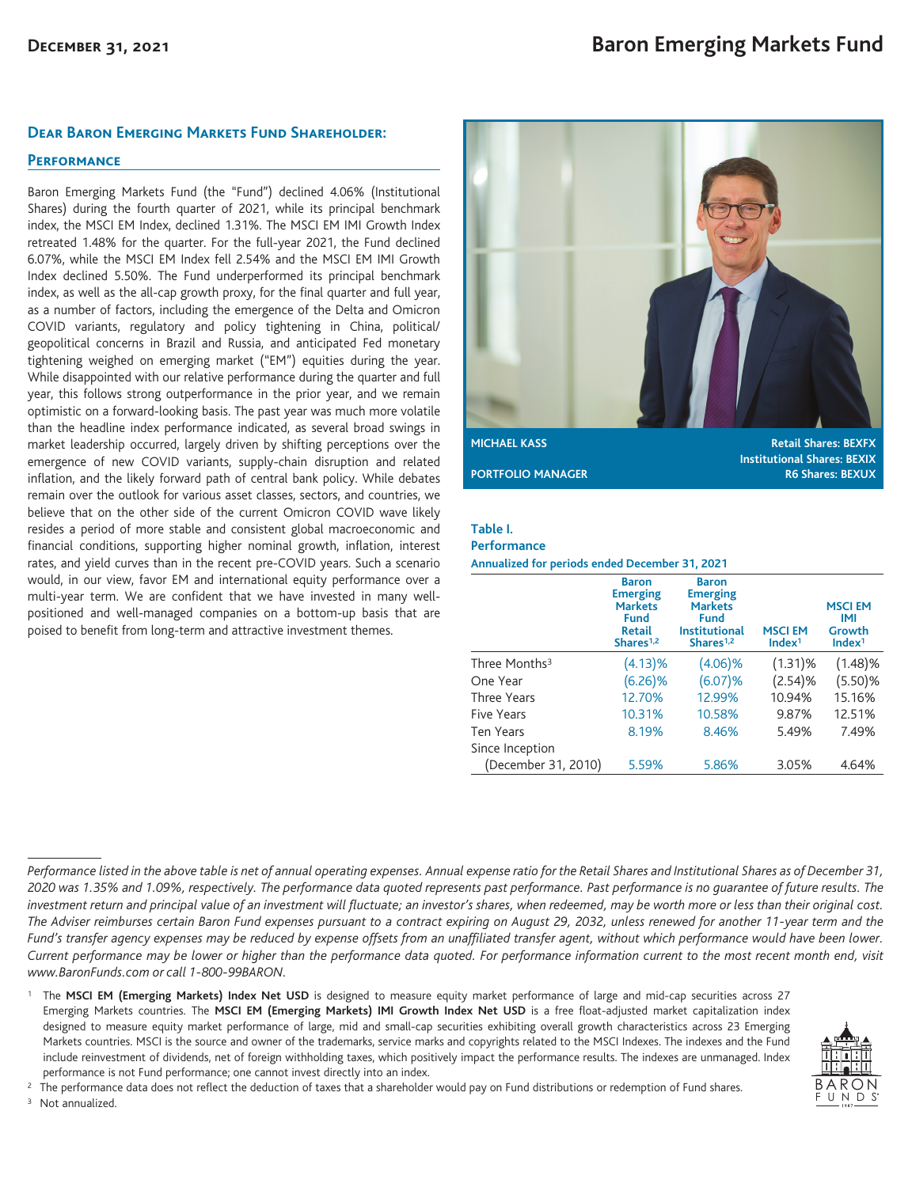# Baron Emerging Markets Fund

**December 31, 2021**

## Dear Baron Emerging Markets Fund Shareholder:

### Performance

Baron Emerging Markets Fund (the "Fund") declined 4.06% (Institutional Shares) during the fourth quarter of 2021, while its principal benchmark index, the MSCI EM Index, declined 1.31%. The MSCI EM IMI Growth Index retreated 1.48% for the quarter. For the full-year 2021, the Fund declined 6.07%, while the MSCI EM Index fell 2.54% and the MSCI EM IMI Growth Index declined 5.50%. The Fund underperformed its principal benchmark index, as well as the all-cap growth proxy, for the final quarter and full year, as a number of factors, including the emergence of the Delta and Omicron COVID variants, regulatory and policy tightening in China, political/geopolitical concerns in Brazil and Russia, and anticipated Fed monetary tightening weighed on emerging market ("EM") equities during the year. While disappointed with our relative performance during the quarter and full year, this follows strong outperformance in the prior year, and we remain optimistic on a forward-looking basis. The past year was much more volatile than the headline index performance indicated, as several broad swings in market leadership occurred, largely driven by shifting perceptions over the emergence of new COVID variants, supply-chain disruption and related inflation, and the likely forward path of central bank policy. While debates remain over the outlook for various asset classes, sectors, and countries, we believe that on the other side of the current Omicron COVID wave likely resides a period of more stable and consistent global macroeconomic and financial conditions, supporting higher nominal growth, inflation, interest rates, and yield curves than in the recent pre-COVID years. Such a scenario would, in our view, favor EM and international equity performance over a multi-year term. We are confident that we have invested in many well-positioned and well-managed companies on a bottom-up basis that are poised to benefit from long-term and attractive investment themes.

MICHAEL KASS
PORTFOLIO MANAGER

Retail Shares: BEXFX
Institutional Shares: BEXIX
R6 Shares: BEXUX

**Table I.**
**Performance**
**Annualized for periods ended December 31, 2021**

| | Baron Emerging Markets Fund Retail Shares[1,2] | Baron Emerging Markets Fund Institutional Shares[1,2] | MSCI EM Index[1] | MSCI EM IMI Growth Index[1] |
|---|---|---|---|---|
| Three Months[3] | (4.13)% | (4.06)% | (1.31)% | (1.48)% |
| One Year | (6.26)% | (6.07)% | (2.54)% | (5.50)% |
| Three Years | 12.70% | 12.99% | 10.94% | 15.16% |
| Five Years | 10.31% | 10.58% | 9.87% | 12.51% |
| Ten Years | 8.19% | 8.46% | 5.49% | 7.49% |
| Since Inception (December 31, 2010) | 5.59% | 5.86% | 3.05% | 4.64% |

*Performance listed in the above table is net of annual operating expenses. Annual expense ratio for the Retail Shares and Institutional Shares as of December 31, 2020 was 1.35% and 1.09%, respectively. The performance data quoted represents past performance. Past performance is no guarantee of future results. The investment return and principal value of an investment will fluctuate; an investor's shares, when redeemed, may be worth more or less than their original cost. The Adviser reimburses certain Baron Fund expenses pursuant to a contract expiring on August 29, 2032, unless renewed for another 11-year term and the Fund's transfer agency expenses may be reduced by expense offsets from an unaffiliated transfer agent, without which performance would have been lower. Current performance may be lower or higher than the performance data quoted. For performance information current to the most recent month end, visit www.BaronFunds.com or call 1-800-99BARON.*

[1] The **MSCI EM (Emerging Markets) Index Net USD** is designed to measure equity market performance of large and mid-cap securities across 27 Emerging Markets countries. The **MSCI EM (Emerging Markets) IMI Growth Index Net USD** is a free float-adjusted market capitalization index designed to measure equity market performance of large, mid and small-cap securities exhibiting overall growth characteristics across 23 Emerging Markets countries. MSCI is the source and owner of the trademarks, service marks and copyrights related to the MSCI Indexes. The indexes and the Fund include reinvestment of dividends, net of foreign withholding taxes, which positively impact the performance results. The indexes are unmanaged. Index performance is not Fund performance; one cannot invest directly into an index.

[2] The performance data does not reflect the deduction of taxes that a shareholder would pay on Fund distributions or redemption of Fund shares.

[3] Not annualized.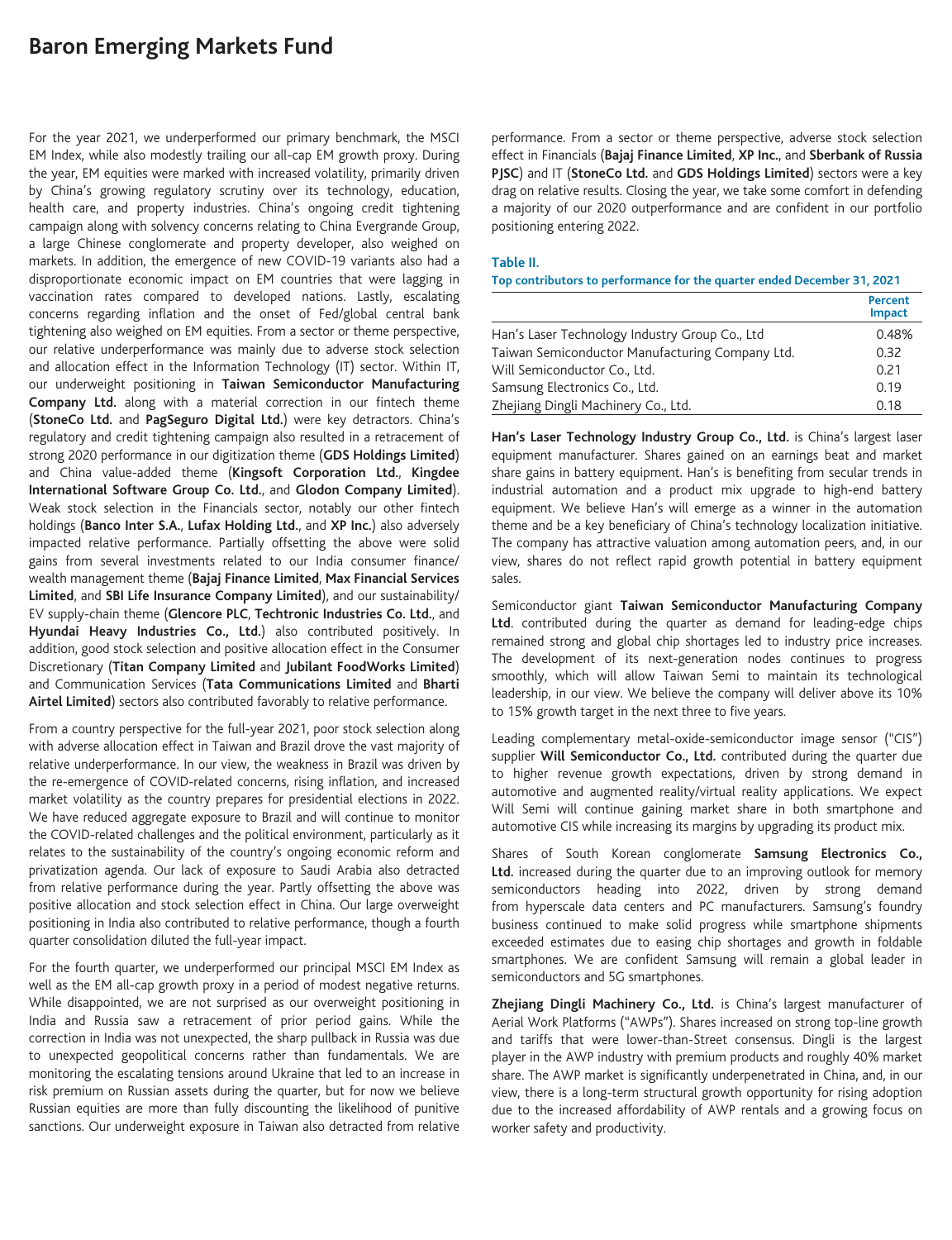For the year 2021, we underperformed our primary benchmark, the MSCI EM Index, while also modestly trailing our all-cap EM growth proxy. During the year, EM equities were marked with increased volatility, primarily driven by China's growing regulatory scrutiny over its technology, education, health care, and property industries. China's ongoing credit tightening campaign along with solvency concerns relating to China Evergrande Group, a large Chinese conglomerate and property developer, also weighed on markets. In addition, the emergence of new COVID-19 variants also had a disproportionate economic impact on EM countries that were lagging in vaccination rates compared to developed nations. Lastly, escalating concerns regarding inflation and the onset of Fed/global central bank tightening also weighed on EM equities. From a sector or theme perspective, our relative underperformance was mainly due to adverse stock selection and allocation effect in the Information Technology (IT) sector. Within IT, our underweight positioning in **Taiwan Semiconductor Manufacturing Company Ltd.** along with a material correction in our fintech theme (**StoneCo Ltd.** and **PagSeguro Digital Ltd.**) were key detractors. China's regulatory and credit tightening campaign also resulted in a retracement of strong 2020 performance in our digitization theme (**GDS Holdings Limited**) and China value-added theme (**Kingsoft Corporation Ltd.**, **Kingdee International Software Group Co. Ltd.**, and **Glodon Company Limited**). Weak stock selection in the Financials sector, notably our other fintech holdings (**Banco Inter S.A.**, **Lufax Holding Ltd.**, and **XP Inc.**) also adversely impacted relative performance. Partially offsetting the above were solid gains from several investments related to our India consumer finance/wealth management theme (**Bajaj Finance Limited**, **Max Financial Services Limited**, and **SBI Life Insurance Company Limited**), and our sustainability/EV supply-chain theme (**Glencore PLC**, **Techtronic Industries Co. Ltd.**, and **Hyundai Heavy Industries Co., Ltd.**) also contributed positively. In addition, good stock selection and positive allocation effect in the Consumer Discretionary (**Titan Company Limited** and **Jubilant FoodWorks Limited**) and Communication Services (**Tata Communications Limited** and **Bharti Airtel Limited**) sectors also contributed favorably to relative performance.

From a country perspective for the full-year 2021, poor stock selection along with adverse allocation effect in Taiwan and Brazil drove the vast majority of relative underperformance. In our view, the weakness in Brazil was driven by the re-emergence of COVID-related concerns, rising inflation, and increased market volatility as the country prepares for presidential elections in 2022. We have reduced aggregate exposure to Brazil and will continue to monitor the COVID-related challenges and the political environment, particularly as it relates to the sustainability of the country's ongoing economic reform and privatization agenda. Our lack of exposure to Saudi Arabia also detracted from relative performance during the year. Partly offsetting the above was positive allocation and stock selection effect in China. Our large overweight positioning in India also contributed to relative performance, though a fourth quarter consolidation diluted the full-year impact.

For the fourth quarter, we underperformed our principal MSCI EM Index as well as the EM all-cap growth proxy in a period of modest negative returns. While disappointed, we are not surprised as our overweight positioning in India and Russia saw a retracement of prior period gains. While the correction in India was not unexpected, the sharp pullback in Russia was due to unexpected geopolitical concerns rather than fundamentals. We are monitoring the escalating tensions around Ukraine that led to an increase in risk premium on Russian assets during the quarter, but for now we believe Russian equities are more than fully discounting the likelihood of punitive sanctions. Our underweight exposure in Taiwan also detracted from relative performance. From a sector or theme perspective, adverse stock selection effect in Financials (**Bajaj Finance Limited**, **XP Inc.**, and **Sberbank of Russia PJSC**) and IT (**StoneCo Ltd.** and **GDS Holdings Limited**) sectors were a key drag on relative results. Closing the year, we take some comfort in defending a majority of our 2020 outperformance and are confident in our portfolio positioning entering 2022.

**Table II.**

**Top contributors to performance for the quarter ended December 31, 2021**

| | Percent Impact |
|---|---|
| Han's Laser Technology Industry Group Co., Ltd | 0.48% |
| Taiwan Semiconductor Manufacturing Company Ltd. | 0.32 |
| Will Semiconductor Co., Ltd. | 0.21 |
| Samsung Electronics Co., Ltd. | 0.19 |
| Zhejiang Dingli Machinery Co., Ltd. | 0.18 |

**Han's Laser Technology Industry Group Co., Ltd.** is China's largest laser equipment manufacturer. Shares gained on an earnings beat and market share gains in battery equipment. Han's is benefiting from secular trends in industrial automation and a product mix upgrade to high-end battery equipment. We believe Han's will emerge as a winner in the automation theme and be a key beneficiary of China's technology localization initiative. The company has attractive valuation among automation peers, and, in our view, shares do not reflect rapid growth potential in battery equipment sales.

Semiconductor giant **Taiwan Semiconductor Manufacturing Company Ltd**. contributed during the quarter as demand for leading-edge chips remained strong and global chip shortages led to industry price increases. The development of its next-generation nodes continues to progress smoothly, which will allow Taiwan Semi to maintain its technological leadership, in our view. We believe the company will deliver above its 10% to 15% growth target in the next three to five years.

Leading complementary metal-oxide-semiconductor image sensor ("CIS") supplier **Will Semiconductor Co., Ltd.** contributed during the quarter due to higher revenue growth expectations, driven by strong demand in automotive and augmented reality/virtual reality applications. We expect Will Semi will continue gaining market share in both smartphone and automotive CIS while increasing its margins by upgrading its product mix.

Shares of South Korean conglomerate **Samsung Electronics Co., Ltd.** increased during the quarter due to an improving outlook for memory semiconductors heading into 2022, driven by strong demand from hyperscale data centers and PC manufacturers. Samsung's foundry business continued to make solid progress while smartphone shipments exceeded estimates due to easing chip shortages and growth in foldable smartphones. We are confident Samsung will remain a global leader in semiconductors and 5G smartphones.

**Zhejiang Dingli Machinery Co., Ltd.** is China's largest manufacturer of Aerial Work Platforms ("AWPs"). Shares increased on strong top-line growth and tariffs that were lower-than-Street consensus. Dingli is the largest player in the AWP industry with premium products and roughly 40% market share. The AWP market is significantly underpenetrated in China, and, in our view, there is a long-term structural growth opportunity for rising adoption due to the increased affordability of AWP rentals and a growing focus on worker safety and productivity.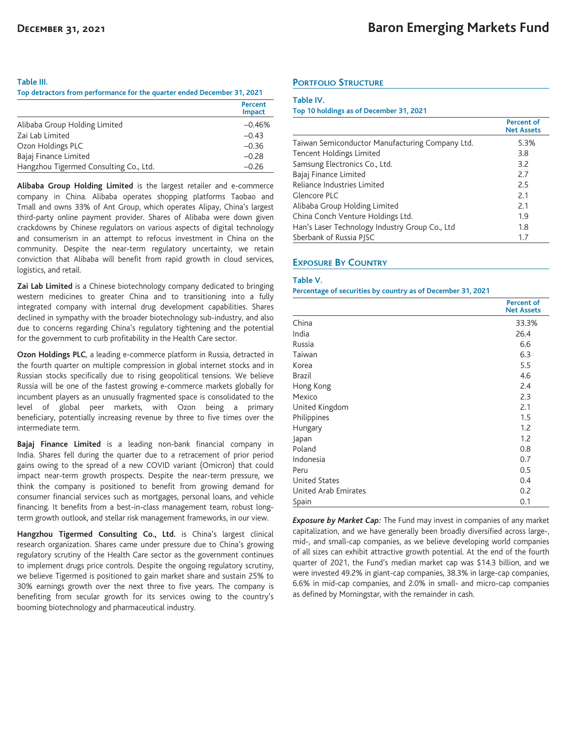**Table III.**
**Top detractors from performance for the quarter ended December 31, 2021**

| | Percent Impact |
|---|---|
| Alibaba Group Holding Limited | –0.46% |
| Zai Lab Limited | –0.43 |
| Ozon Holdings PLC | –0.36 |
| Bajaj Finance Limited | –0.28 |
| Hangzhou Tigermed Consulting Co., Ltd. | –0.26 |

**Alibaba Group Holding Limited** is the largest retailer and e-commerce company in China. Alibaba operates shopping platforms Taobao and Tmall and owns 33% of Ant Group, which operates Alipay, China's largest third-party online payment provider. Shares of Alibaba were down given crackdowns by Chinese regulators on various aspects of digital technology and consumerism in an attempt to refocus investment in China on the community. Despite the near-term regulatory uncertainty, we retain conviction that Alibaba will benefit from rapid growth in cloud services, logistics, and retail.

**Zai Lab Limited** is a Chinese biotechnology company dedicated to bringing western medicines to greater China and to transitioning into a fully integrated company with internal drug development capabilities. Shares declined in sympathy with the broader biotechnology sub-industry, and also due to concerns regarding China's regulatory tightening and the potential for the government to curb profitability in the Health Care sector.

**Ozon Holdings PLC**, a leading e-commerce platform in Russia, detracted in the fourth quarter on multiple compression in global internet stocks and in Russian stocks specifically due to rising geopolitical tensions. We believe Russia will be one of the fastest growing e-commerce markets globally for incumbent players as an unusually fragmented space is consolidated to the level of global peer markets, with Ozon being a primary beneficiary, potentially increasing revenue by three to five times over the intermediate term.

**Bajaj Finance Limited** is a leading non-bank financial company in India. Shares fell during the quarter due to a retracement of prior period gains owing to the spread of a new COVID variant (Omicron) that could impact near-term growth prospects. Despite the near-term pressure, we think the company is positioned to benefit from growing demand for consumer financial services such as mortgages, personal loans, and vehicle financing. It benefits from a best-in-class management team, robust long-term growth outlook, and stellar risk management frameworks, in our view.

**Hangzhou Tigermed Consulting Co., Ltd.** is China's largest clinical research organization. Shares came under pressure due to China's growing regulatory scrutiny of the Health Care sector as the government continues to implement drugs price controls. Despite the ongoing regulatory scrutiny, we believe Tigermed is positioned to gain market share and sustain 25% to 30% earnings growth over the next three to five years. The company is benefiting from secular growth for its services owing to the country's booming biotechnology and pharmaceutical industry.

## Portfolio Structure

**Table IV.**
**Top 10 holdings as of December 31, 2021**

| | Percent of Net Assets |
|---|---|
| Taiwan Semiconductor Manufacturing Company Ltd. | 5.3% |
| Tencent Holdings Limited | 3.8 |
| Samsung Electronics Co., Ltd. | 3.2 |
| Bajaj Finance Limited | 2.7 |
| Reliance Industries Limited | 2.5 |
| Glencore PLC | 2.1 |
| Alibaba Group Holding Limited | 2.1 |
| China Conch Venture Holdings Ltd. | 1.9 |
| Han's Laser Technology Industry Group Co., Ltd | 1.8 |
| Sberbank of Russia PJSC | 1.7 |

## Exposure By Country

**Table V.**
**Percentage of securities by country as of December 31, 2021**

| | Percent of Net Assets |
|---|---|
| China | 33.3% |
| India | 26.4 |
| Russia | 6.6 |
| Taiwan | 6.3 |
| Korea | 5.5 |
| Brazil | 4.6 |
| Hong Kong | 2.4 |
| Mexico | 2.3 |
| United Kingdom | 2.1 |
| Philippines | 1.5 |
| Hungary | 1.2 |
| Japan | 1.2 |
| Poland | 0.8 |
| Indonesia | 0.7 |
| Peru | 0.5 |
| United States | 0.4 |
| United Arab Emirates | 0.2 |
| Spain | 0.1 |

***Exposure by Market Cap:*** The Fund may invest in companies of any market capitalization, and we have generally been broadly diversified across large-, mid-, and small-cap companies, as we believe developing world companies of all sizes can exhibit attractive growth potential. At the end of the fourth quarter of 2021, the Fund's median market cap was $14.3 billion, and we were invested 49.2% in giant-cap companies, 38.3% in large-cap companies, 6.6% in mid-cap companies, and 2.0% in small- and micro-cap companies as defined by Morningstar, with the remainder in cash.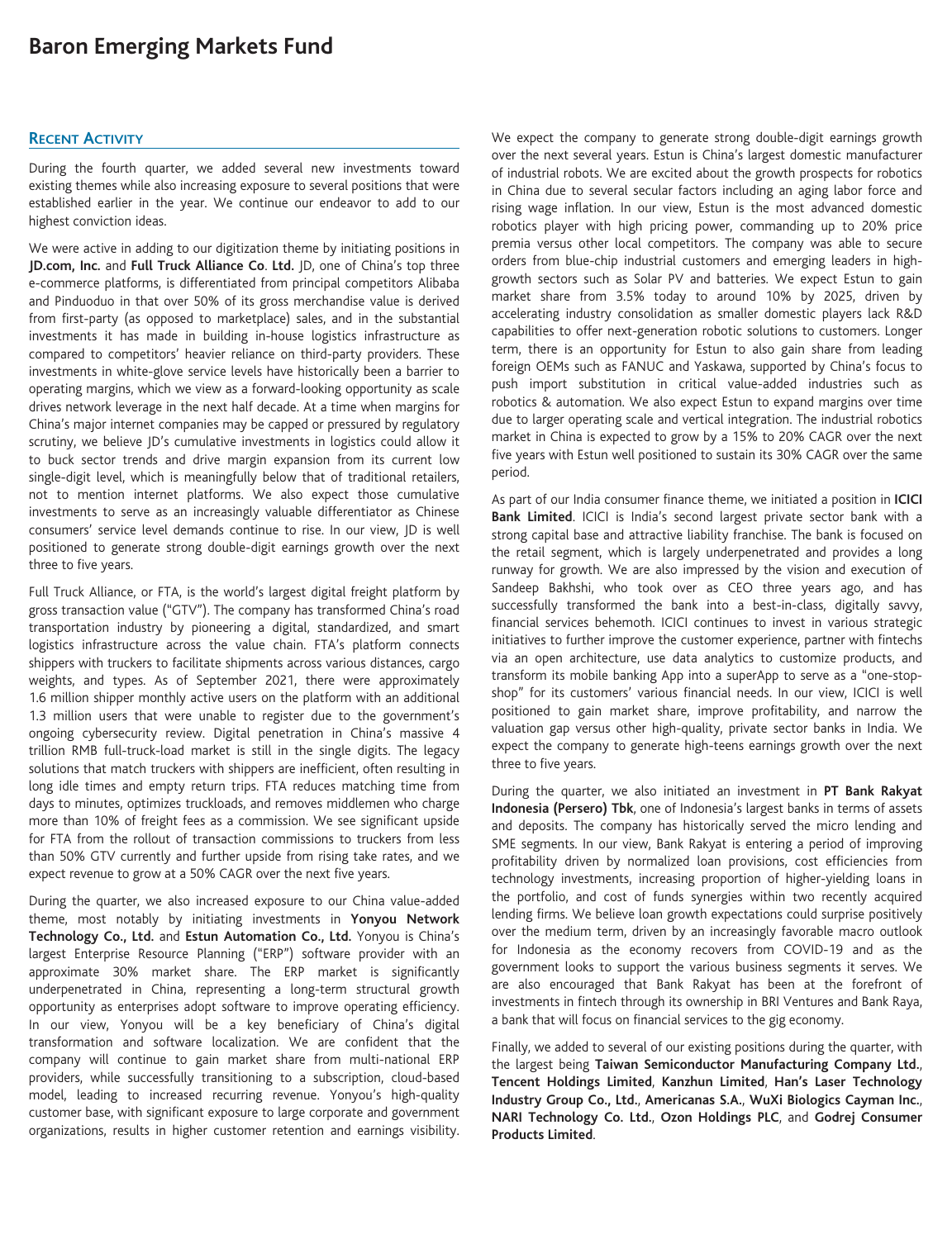# Baron Emerging Markets Fund

## Recent Activity

During the fourth quarter, we added several new investments toward existing themes while also increasing exposure to several positions that were established earlier in the year. We continue our endeavor to add to our highest conviction ideas.

We were active in adding to our digitization theme by initiating positions in **JD.com, Inc.** and **Full Truck Alliance Co. Ltd.** JD, one of China's top three e-commerce platforms, is differentiated from principal competitors Alibaba and Pinduoduo in that over 50% of its gross merchandise value is derived from first-party (as opposed to marketplace) sales, and in the substantial investments it has made in building in-house logistics infrastructure as compared to competitors' heavier reliance on third-party providers. These investments in white-glove service levels have historically been a barrier to operating margins, which we view as a forward-looking opportunity as scale drives network leverage in the next half decade. At a time when margins for China's major internet companies may be capped or pressured by regulatory scrutiny, we believe JD's cumulative investments in logistics could allow it to buck sector trends and drive margin expansion from its current low single-digit level, which is meaningfully below that of traditional retailers, not to mention internet platforms. We also expect those cumulative investments to serve as an increasingly valuable differentiator as Chinese consumers' service level demands continue to rise. In our view, JD is well positioned to generate strong double-digit earnings growth over the next three to five years.

Full Truck Alliance, or FTA, is the world's largest digital freight platform by gross transaction value ("GTV"). The company has transformed China's road transportation industry by pioneering a digital, standardized, and smart logistics infrastructure across the value chain. FTA's platform connects shippers with truckers to facilitate shipments across various distances, cargo weights, and types. As of September 2021, there were approximately 1.6 million shipper monthly active users on the platform with an additional 1.3 million users that were unable to register due to the government's ongoing cybersecurity review. Digital penetration in China's massive 4 trillion RMB full-truck-load market is still in the single digits. The legacy solutions that match truckers with shippers are inefficient, often resulting in long idle times and empty return trips. FTA reduces matching time from days to minutes, optimizes truckloads, and removes middlemen who charge more than 10% of freight fees as a commission. We see significant upside for FTA from the rollout of transaction commissions to truckers from less than 50% GTV currently and further upside from rising take rates, and we expect revenue to grow at a 50% CAGR over the next five years.

During the quarter, we also increased exposure to our China value-added theme, most notably by initiating investments in **Yonyou Network Technology Co., Ltd.** and **Estun Automation Co., Ltd.** Yonyou is China's largest Enterprise Resource Planning ("ERP") software provider with an approximate 30% market share. The ERP market is significantly underpenetrated in China, representing a long-term structural growth opportunity as enterprises adopt software to improve operating efficiency. In our view, Yonyou will be a key beneficiary of China's digital transformation and software localization. We are confident that the company will continue to gain market share from multi-national ERP providers, while successfully transitioning to a subscription, cloud-based model, leading to increased recurring revenue. Yonyou's high-quality customer base, with significant exposure to large corporate and government organizations, results in higher customer retention and earnings visibility. We expect the company to generate strong double-digit earnings growth over the next several years. Estun is China's largest domestic manufacturer of industrial robots. We are excited about the growth prospects for robotics in China due to several secular factors including an aging labor force and rising wage inflation. In our view, Estun is the most advanced domestic robotics player with high pricing power, commanding up to 20% price premia versus other local competitors. The company was able to secure orders from blue-chip industrial customers and emerging leaders in high-growth sectors such as Solar PV and batteries. We expect Estun to gain market share from 3.5% today to around 10% by 2025, driven by accelerating industry consolidation as smaller domestic players lack R&D capabilities to offer next-generation robotic solutions to customers. Longer term, there is an opportunity for Estun to also gain share from leading foreign OEMs such as FANUC and Yaskawa, supported by China's focus to push import substitution in critical value-added industries such as robotics & automation. We also expect Estun to expand margins over time due to larger operating scale and vertical integration. The industrial robotics market in China is expected to grow by a 15% to 20% CAGR over the next five years with Estun well positioned to sustain its 30% CAGR over the same period.

As part of our India consumer finance theme, we initiated a position in **ICICI Bank Limited**. ICICI is India's second largest private sector bank with a strong capital base and attractive liability franchise. The bank is focused on the retail segment, which is largely underpenetrated and provides a long runway for growth. We are also impressed by the vision and execution of Sandeep Bakhshi, who took over as CEO three years ago, and has successfully transformed the bank into a best-in-class, digitally savvy, financial services behemoth. ICICI continues to invest in various strategic initiatives to further improve the customer experience, partner with fintechs via an open architecture, use data analytics to customize products, and transform its mobile banking App into a superApp to serve as a "one-stop-shop" for its customers' various financial needs. In our view, ICICI is well positioned to gain market share, improve profitability, and narrow the valuation gap versus other high-quality, private sector banks in India. We expect the company to generate high-teens earnings growth over the next three to five years.

During the quarter, we also initiated an investment in **PT Bank Rakyat Indonesia (Persero) Tbk**, one of Indonesia's largest banks in terms of assets and deposits. The company has historically served the micro lending and SME segments. In our view, Bank Rakyat is entering a period of improving profitability driven by normalized loan provisions, cost efficiencies from technology investments, increasing proportion of higher-yielding loans in the portfolio, and cost of funds synergies within two recently acquired lending firms. We believe loan growth expectations could surprise positively over the medium term, driven by an increasingly favorable macro outlook for Indonesia as the economy recovers from COVID-19 and as the government looks to support the various business segments it serves. We are also encouraged that Bank Rakyat has been at the forefront of investments in fintech through its ownership in BRI Ventures and Bank Raya, a bank that will focus on financial services to the gig economy.

Finally, we added to several of our existing positions during the quarter, with the largest being **Taiwan Semiconductor Manufacturing Company Ltd.**, **Tencent Holdings Limited**, **Kanzhun Limited**, **Han's Laser Technology Industry Group Co., Ltd.**, **Americanas S.A.**, **WuXi Biologics Cayman Inc.**, **NARI Technology Co. Ltd.**, **Ozon Holdings PLC**, and **Godrej Consumer Products Limited**.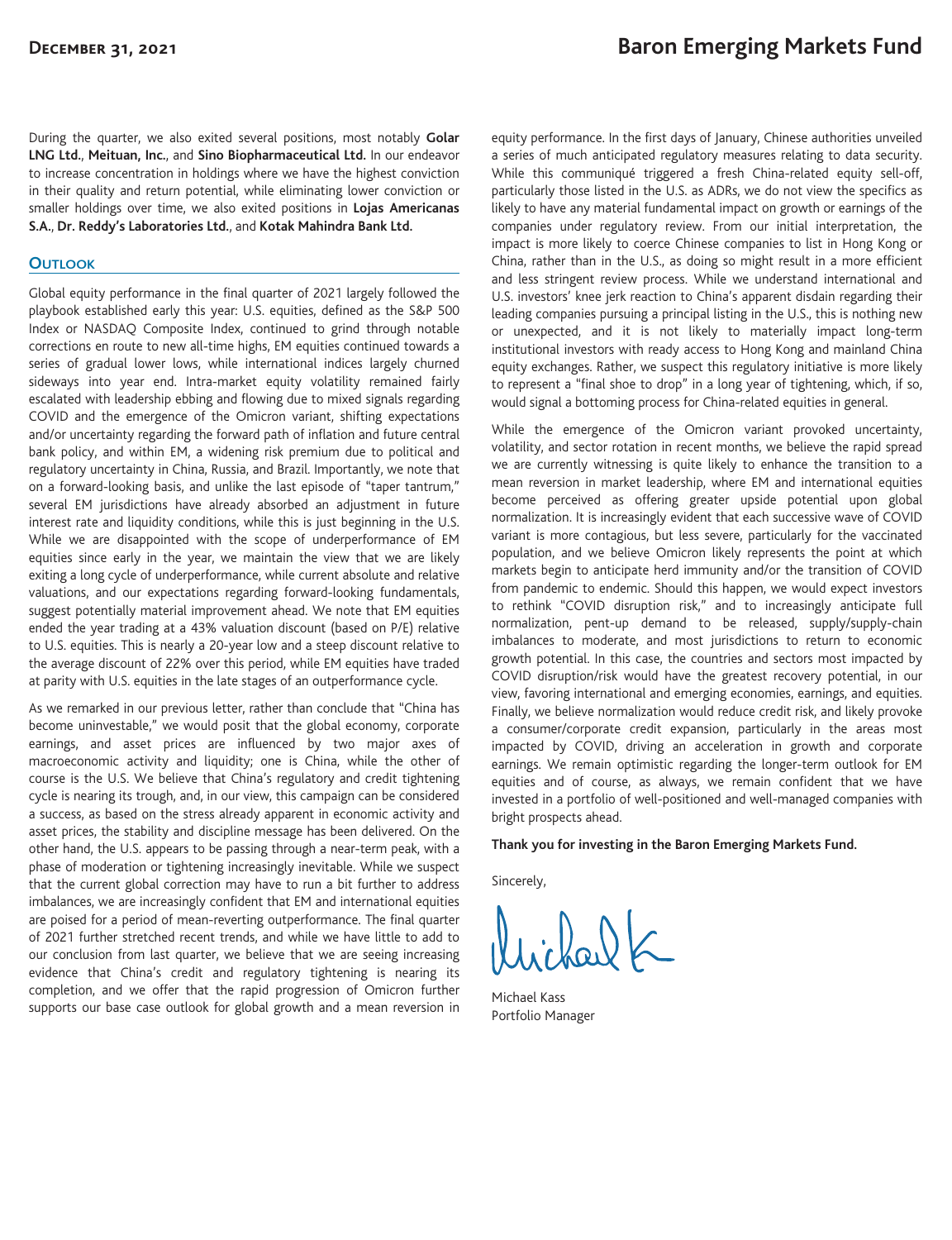During the quarter, we also exited several positions, most notably **Golar LNG Ltd.**, **Meituan, Inc.**, and **Sino Biopharmaceutical Ltd.** In our endeavor to increase concentration in holdings where we have the highest conviction in their quality and return potential, while eliminating lower conviction or smaller holdings over time, we also exited positions in **Lojas Americanas S.A.**, **Dr. Reddy's Laboratories Ltd.**, and **Kotak Mahindra Bank Ltd.**

## Outlook

Global equity performance in the final quarter of 2021 largely followed the playbook established early this year: U.S. equities, defined as the S&P 500 Index or NASDAQ Composite Index, continued to grind through notable corrections en route to new all-time highs, EM equities continued towards a series of gradual lower lows, while international indices largely churned sideways into year end. Intra-market equity volatility remained fairly escalated with leadership ebbing and flowing due to mixed signals regarding COVID and the emergence of the Omicron variant, shifting expectations and/or uncertainty regarding the forward path of inflation and future central bank policy, and within EM, a widening risk premium due to political and regulatory uncertainty in China, Russia, and Brazil. Importantly, we note that on a forward-looking basis, and unlike the last episode of "taper tantrum," several EM jurisdictions have already absorbed an adjustment in future interest rate and liquidity conditions, while this is just beginning in the U.S. While we are disappointed with the scope of underperformance of EM equities since early in the year, we maintain the view that we are likely exiting a long cycle of underperformance, while current absolute and relative valuations, and our expectations regarding forward-looking fundamentals, suggest potentially material improvement ahead. We note that EM equities ended the year trading at a 43% valuation discount (based on P/E) relative to U.S. equities. This is nearly a 20-year low and a steep discount relative to the average discount of 22% over this period, while EM equities have traded at parity with U.S. equities in the late stages of an outperformance cycle.

As we remarked in our previous letter, rather than conclude that "China has become uninvestable," we would posit that the global economy, corporate earnings, and asset prices are influenced by two major axes of macroeconomic activity and liquidity; one is China, while the other of course is the U.S. We believe that China's regulatory and credit tightening cycle is nearing its trough, and, in our view, this campaign can be considered a success, as based on the stress already apparent in economic activity and asset prices, the stability and discipline message has been delivered. On the other hand, the U.S. appears to be passing through a near-term peak, with a phase of moderation or tightening increasingly inevitable. While we suspect that the current global correction may have to run a bit further to address imbalances, we are increasingly confident that EM and international equities are poised for a period of mean-reverting outperformance. The final quarter of 2021 further stretched recent trends, and while we have little to add to our conclusion from last quarter, we believe that we are seeing increasing evidence that China's credit and regulatory tightening is nearing its completion, and we offer that the rapid progression of Omicron further supports our base case outlook for global growth and a mean reversion in equity performance. In the first days of January, Chinese authorities unveiled a series of much anticipated regulatory measures relating to data security. While this communiqué triggered a fresh China-related equity sell-off, particularly those listed in the U.S. as ADRs, we do not view the specifics as likely to have any material fundamental impact on growth or earnings of the companies under regulatory review. From our initial interpretation, the impact is more likely to coerce Chinese companies to list in Hong Kong or China, rather than in the U.S., as doing so might result in a more efficient and less stringent review process. While we understand international and U.S. investors' knee jerk reaction to China's apparent disdain regarding their leading companies pursuing a principal listing in the U.S., this is nothing new or unexpected, and it is not likely to materially impact long-term institutional investors with ready access to Hong Kong and mainland China equity exchanges. Rather, we suspect this regulatory initiative is more likely to represent a "final shoe to drop" in a long year of tightening, which, if so, would signal a bottoming process for China-related equities in general.

While the emergence of the Omicron variant provoked uncertainty, volatility, and sector rotation in recent months, we believe the rapid spread we are currently witnessing is quite likely to enhance the transition to a mean reversion in market leadership, where EM and international equities become perceived as offering greater upside potential upon global normalization. It is increasingly evident that each successive wave of COVID variant is more contagious, but less severe, particularly for the vaccinated population, and we believe Omicron likely represents the point at which markets begin to anticipate herd immunity and/or the transition of COVID from pandemic to endemic. Should this happen, we would expect investors to rethink "COVID disruption risk," and to increasingly anticipate full normalization, pent-up demand to be released, supply/supply-chain imbalances to moderate, and most jurisdictions to return to economic growth potential. In this case, the countries and sectors most impacted by COVID disruption/risk would have the greatest recovery potential, in our view, favoring international and emerging economies, earnings, and equities. Finally, we believe normalization would reduce credit risk, and likely provoke a consumer/corporate credit expansion, particularly in the areas most impacted by COVID, driving an acceleration in growth and corporate earnings. We remain optimistic regarding the longer-term outlook for EM equities and of course, as always, we remain confident that we have invested in a portfolio of well-positioned and well-managed companies with bright prospects ahead.

**Thank you for investing in the Baron Emerging Markets Fund.**

Sincerely,

Michael Kass
Portfolio Manager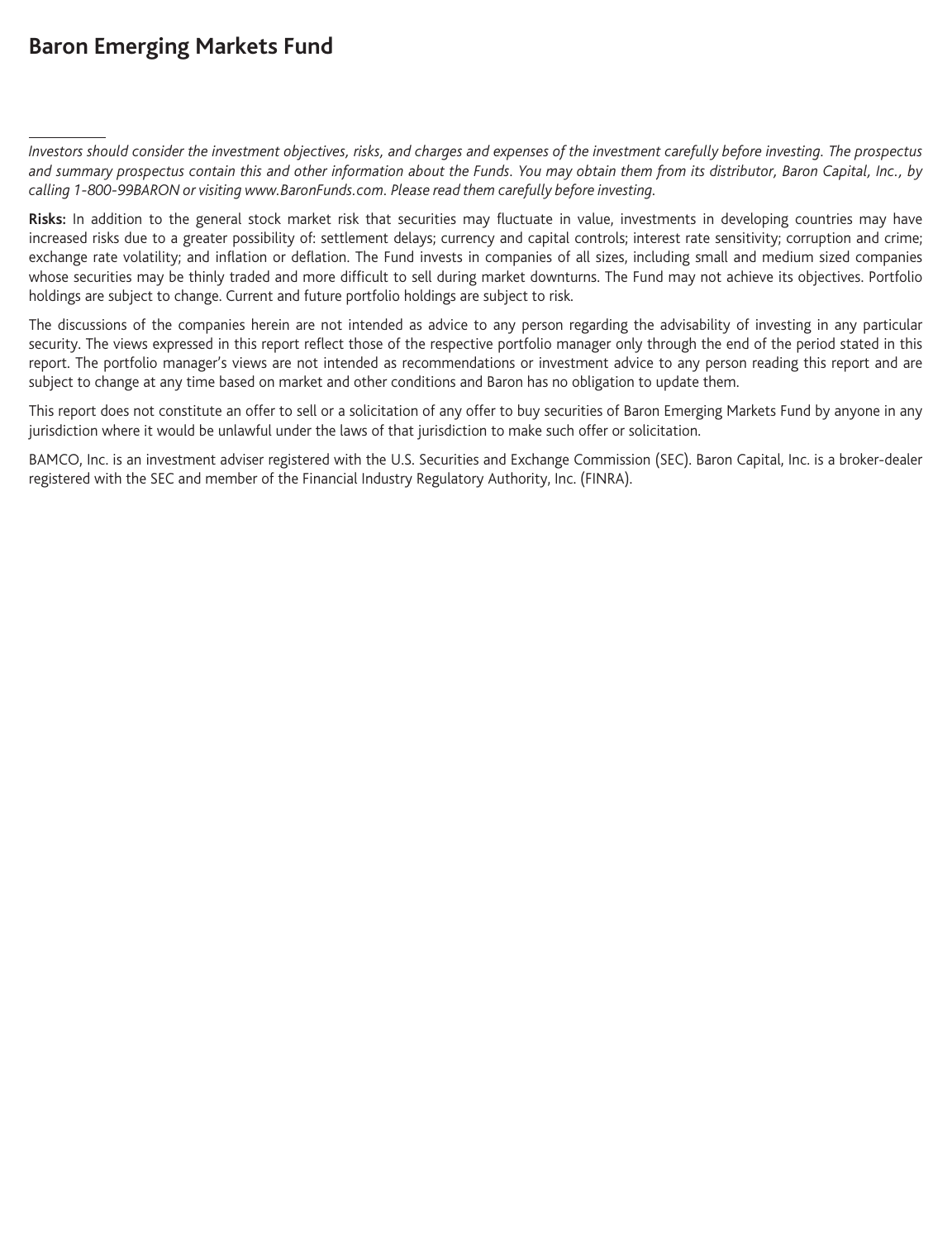# Baron Emerging Markets Fund

*Investors should consider the investment objectives, risks, and charges and expenses of the investment carefully before investing. The prospectus and summary prospectus contain this and other information about the Funds. You may obtain them from its distributor, Baron Capital, Inc., by calling 1-800-99BARON or visiting www.BaronFunds.com. Please read them carefully before investing.*

**Risks:** In addition to the general stock market risk that securities may fluctuate in value, investments in developing countries may have increased risks due to a greater possibility of: settlement delays; currency and capital controls; interest rate sensitivity; corruption and crime; exchange rate volatility; and inflation or deflation. The Fund invests in companies of all sizes, including small and medium sized companies whose securities may be thinly traded and more difficult to sell during market downturns. The Fund may not achieve its objectives. Portfolio holdings are subject to change. Current and future portfolio holdings are subject to risk.

The discussions of the companies herein are not intended as advice to any person regarding the advisability of investing in any particular security. The views expressed in this report reflect those of the respective portfolio manager only through the end of the period stated in this report. The portfolio manager's views are not intended as recommendations or investment advice to any person reading this report and are subject to change at any time based on market and other conditions and Baron has no obligation to update them.

This report does not constitute an offer to sell or a solicitation of any offer to buy securities of Baron Emerging Markets Fund by anyone in any jurisdiction where it would be unlawful under the laws of that jurisdiction to make such offer or solicitation.

BAMCO, Inc. is an investment adviser registered with the U.S. Securities and Exchange Commission (SEC). Baron Capital, Inc. is a broker-dealer registered with the SEC and member of the Financial Industry Regulatory Authority, Inc. (FINRA).